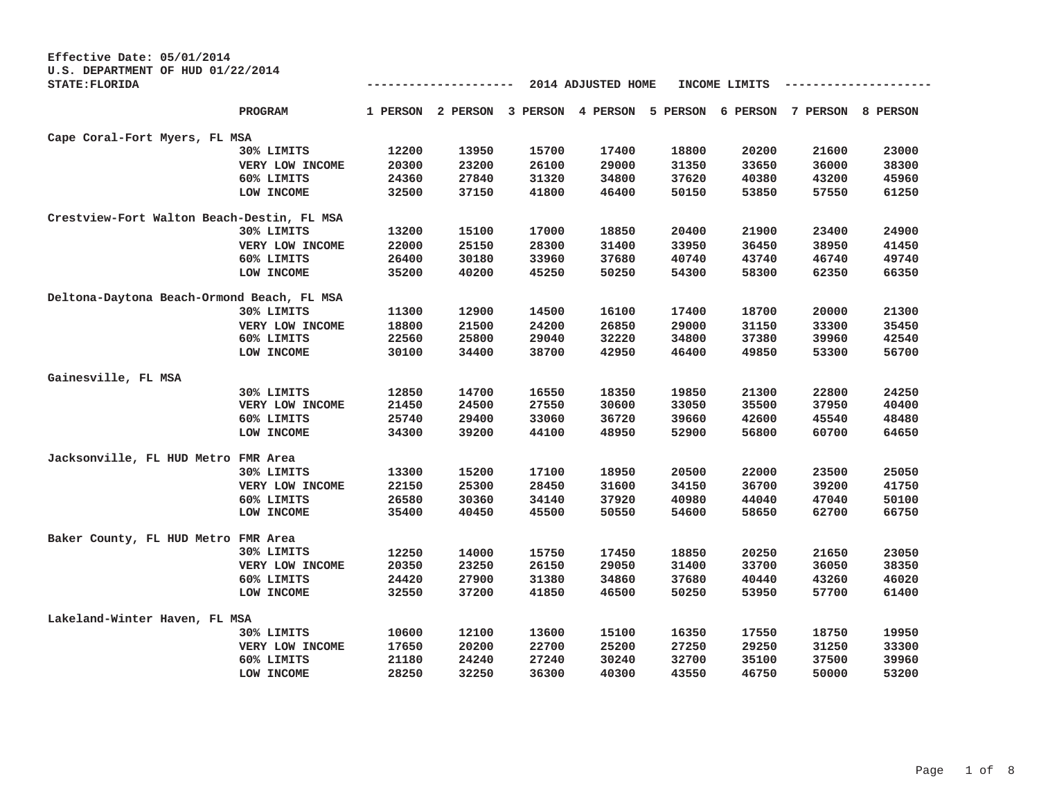Effective Date: 05/01/2014
U.S. DEPARTMENT OF HUD 01/22/2014
STATE:FLORIDA

--------------------- 2014 ADJUSTED HOME INCOME LIMITS ---------------------

| | PROGRAM | 1 PERSON | 2 PERSON | 3 PERSON | 4 PERSON | 5 PERSON | 6 PERSON | 7 PERSON | 8 PERSON |
|---|---|---|---|---|---|---|---|---|---|
| Cape Coral-Fort Myers, FL MSA | | | | | | | | | |
| | 30% LIMITS | 12200 | 13950 | 15700 | 17400 | 18800 | 20200 | 21600 | 23000 |
| | VERY LOW INCOME | 20300 | 23200 | 26100 | 29000 | 31350 | 33650 | 36000 | 38300 |
| | 60% LIMITS | 24360 | 27840 | 31320 | 34800 | 37620 | 40380 | 43200 | 45960 |
| | LOW INCOME | 32500 | 37150 | 41800 | 46400 | 50150 | 53850 | 57550 | 61250 |
| Crestview-Fort Walton Beach-Destin, FL MSA | | | | | | | | | |
| | 30% LIMITS | 13200 | 15100 | 17000 | 18850 | 20400 | 21900 | 23400 | 24900 |
| | VERY LOW INCOME | 22000 | 25150 | 28300 | 31400 | 33950 | 36450 | 38950 | 41450 |
| | 60% LIMITS | 26400 | 30180 | 33960 | 37680 | 40740 | 43740 | 46740 | 49740 |
| | LOW INCOME | 35200 | 40200 | 45250 | 50250 | 54300 | 58300 | 62350 | 66350 |
| Deltona-Daytona Beach-Ormond Beach, FL MSA | | | | | | | | | |
| | 30% LIMITS | 11300 | 12900 | 14500 | 16100 | 17400 | 18700 | 20000 | 21300 |
| | VERY LOW INCOME | 18800 | 21500 | 24200 | 26850 | 29000 | 31150 | 33300 | 35450 |
| | 60% LIMITS | 22560 | 25800 | 29040 | 32220 | 34800 | 37380 | 39960 | 42540 |
| | LOW INCOME | 30100 | 34400 | 38700 | 42950 | 46400 | 49850 | 53300 | 56700 |
| Gainesville, FL MSA | | | | | | | | | |
| | 30% LIMITS | 12850 | 14700 | 16550 | 18350 | 19850 | 21300 | 22800 | 24250 |
| | VERY LOW INCOME | 21450 | 24500 | 27550 | 30600 | 33050 | 35500 | 37950 | 40400 |
| | 60% LIMITS | 25740 | 29400 | 33060 | 36720 | 39660 | 42600 | 45540 | 48480 |
| | LOW INCOME | 34300 | 39200 | 44100 | 48950 | 52900 | 56800 | 60700 | 64650 |
| Jacksonville, FL HUD Metro FMR Area | | | | | | | | | |
| | 30% LIMITS | 13300 | 15200 | 17100 | 18950 | 20500 | 22000 | 23500 | 25050 |
| | VERY LOW INCOME | 22150 | 25300 | 28450 | 31600 | 34150 | 36700 | 39200 | 41750 |
| | 60% LIMITS | 26580 | 30360 | 34140 | 37920 | 40980 | 44040 | 47040 | 50100 |
| | LOW INCOME | 35400 | 40450 | 45500 | 50550 | 54600 | 58650 | 62700 | 66750 |
| Baker County, FL HUD Metro FMR Area | | | | | | | | | |
| | 30% LIMITS | 12250 | 14000 | 15750 | 17450 | 18850 | 20250 | 21650 | 23050 |
| | VERY LOW INCOME | 20350 | 23250 | 26150 | 29050 | 31400 | 33700 | 36050 | 38350 |
| | 60% LIMITS | 24420 | 27900 | 31380 | 34860 | 37680 | 40440 | 43260 | 46020 |
| | LOW INCOME | 32550 | 37200 | 41850 | 46500 | 50250 | 53950 | 57700 | 61400 |
| Lakeland-Winter Haven, FL MSA | | | | | | | | | |
| | 30% LIMITS | 10600 | 12100 | 13600 | 15100 | 16350 | 17550 | 18750 | 19950 |
| | VERY LOW INCOME | 17650 | 20200 | 22700 | 25200 | 27250 | 29250 | 31250 | 33300 |
| | 60% LIMITS | 21180 | 24240 | 27240 | 30240 | 32700 | 35100 | 37500 | 39960 |
| | LOW INCOME | 28250 | 32250 | 36300 | 40300 | 43550 | 46750 | 50000 | 53200 |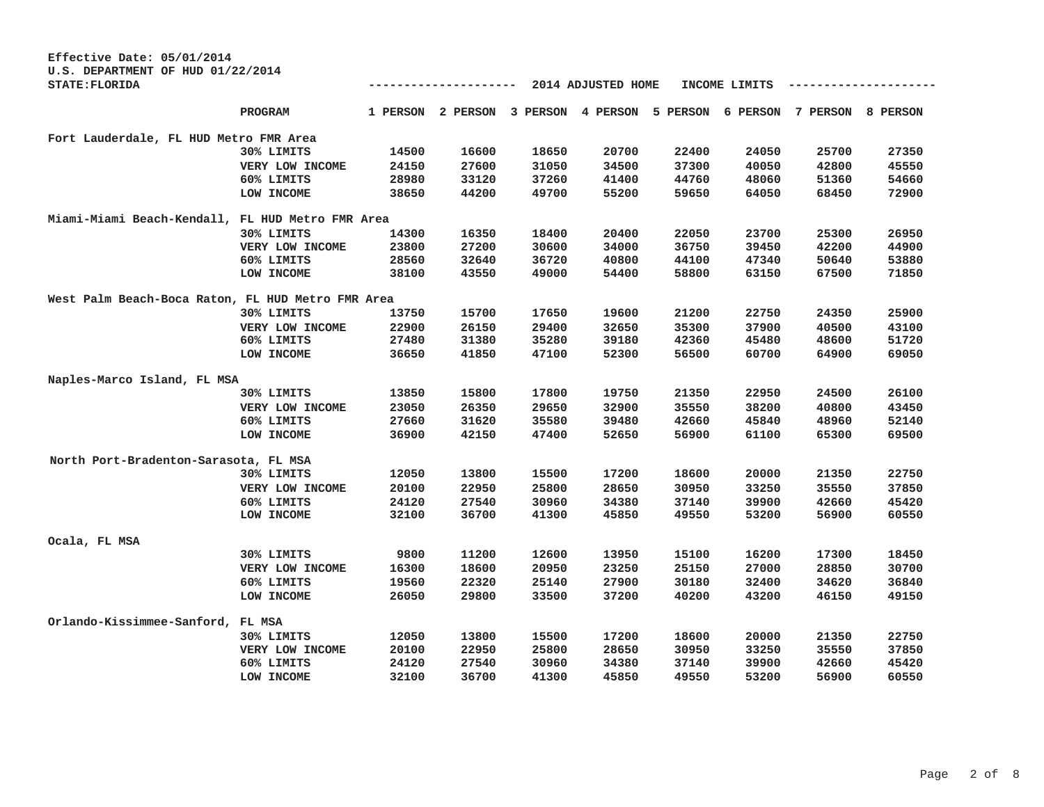Effective Date: 05/01/2014
U.S. DEPARTMENT OF HUD 01/22/2014
STATE:FLORIDA

-------------------- 2014 ADJUSTED HOME INCOME LIMITS --------------------

| | PROGRAM | 1 PERSON | 2 PERSON | 3 PERSON | 4 PERSON | 5 PERSON | 6 PERSON | 7 PERSON | 8 PERSON |
|---|---|---|---|---|---|---|---|---|---|
| **Fort Lauderdale, FL HUD Metro FMR Area** | | | | | | | | | |
| | 30% LIMITS | 14500 | 16600 | 18650 | 20700 | 22400 | 24050 | 25700 | 27350 |
| | VERY LOW INCOME | 24150 | 27600 | 31050 | 34500 | 37300 | 40050 | 42800 | 45550 |
| | 60% LIMITS | 28980 | 33120 | 37260 | 41400 | 44760 | 48060 | 51360 | 54660 |
| | LOW INCOME | 38650 | 44200 | 49700 | 55200 | 59650 | 64050 | 68450 | 72900 |
| **Miami-Miami Beach-Kendall, FL HUD Metro FMR Area** | | | | | | | | | |
| | 30% LIMITS | 14300 | 16350 | 18400 | 20400 | 22050 | 23700 | 25300 | 26950 |
| | VERY LOW INCOME | 23800 | 27200 | 30600 | 34000 | 36750 | 39450 | 42200 | 44900 |
| | 60% LIMITS | 28560 | 32640 | 36720 | 40800 | 44100 | 47340 | 50640 | 53880 |
| | LOW INCOME | 38100 | 43550 | 49000 | 54400 | 58800 | 63150 | 67500 | 71850 |
| **West Palm Beach-Boca Raton, FL HUD Metro FMR Area** | | | | | | | | | |
| | 30% LIMITS | 13750 | 15700 | 17650 | 19600 | 21200 | 22750 | 24350 | 25900 |
| | VERY LOW INCOME | 22900 | 26150 | 29400 | 32650 | 35300 | 37900 | 40500 | 43100 |
| | 60% LIMITS | 27480 | 31380 | 35280 | 39180 | 42360 | 45480 | 48600 | 51720 |
| | LOW INCOME | 36650 | 41850 | 47100 | 52300 | 56500 | 60700 | 64900 | 69050 |
| **Naples-Marco Island, FL MSA** | | | | | | | | | |
| | 30% LIMITS | 13850 | 15800 | 17800 | 19750 | 21350 | 22950 | 24500 | 26100 |
| | VERY LOW INCOME | 23050 | 26350 | 29650 | 32900 | 35550 | 38200 | 40800 | 43450 |
| | 60% LIMITS | 27660 | 31620 | 35580 | 39480 | 42660 | 45840 | 48960 | 52140 |
| | LOW INCOME | 36900 | 42150 | 47400 | 52650 | 56900 | 61100 | 65300 | 69500 |
| **North Port-Bradenton-Sarasota, FL MSA** | | | | | | | | | |
| | 30% LIMITS | 12050 | 13800 | 15500 | 17200 | 18600 | 20000 | 21350 | 22750 |
| | VERY LOW INCOME | 20100 | 22950 | 25800 | 28650 | 30950 | 33250 | 35550 | 37850 |
| | 60% LIMITS | 24120 | 27540 | 30960 | 34380 | 37140 | 39900 | 42660 | 45420 |
| | LOW INCOME | 32100 | 36700 | 41300 | 45850 | 49550 | 53200 | 56900 | 60550 |
| **Ocala, FL MSA** | | | | | | | | | |
| | 30% LIMITS | 9800 | 11200 | 12600 | 13950 | 15100 | 16200 | 17300 | 18450 |
| | VERY LOW INCOME | 16300 | 18600 | 20950 | 23250 | 25150 | 27000 | 28850 | 30700 |
| | 60% LIMITS | 19560 | 22320 | 25140 | 27900 | 30180 | 32400 | 34620 | 36840 |
| | LOW INCOME | 26050 | 29800 | 33500 | 37200 | 40200 | 43200 | 46150 | 49150 |
| **Orlando-Kissimmee-Sanford, FL MSA** | | | | | | | | | |
| | 30% LIMITS | 12050 | 13800 | 15500 | 17200 | 18600 | 20000 | 21350 | 22750 |
| | VERY LOW INCOME | 20100 | 22950 | 25800 | 28650 | 30950 | 33250 | 35550 | 37850 |
| | 60% LIMITS | 24120 | 27540 | 30960 | 34380 | 37140 | 39900 | 42660 | 45420 |
| | LOW INCOME | 32100 | 36700 | 41300 | 45850 | 49550 | 53200 | 56900 | 60550 |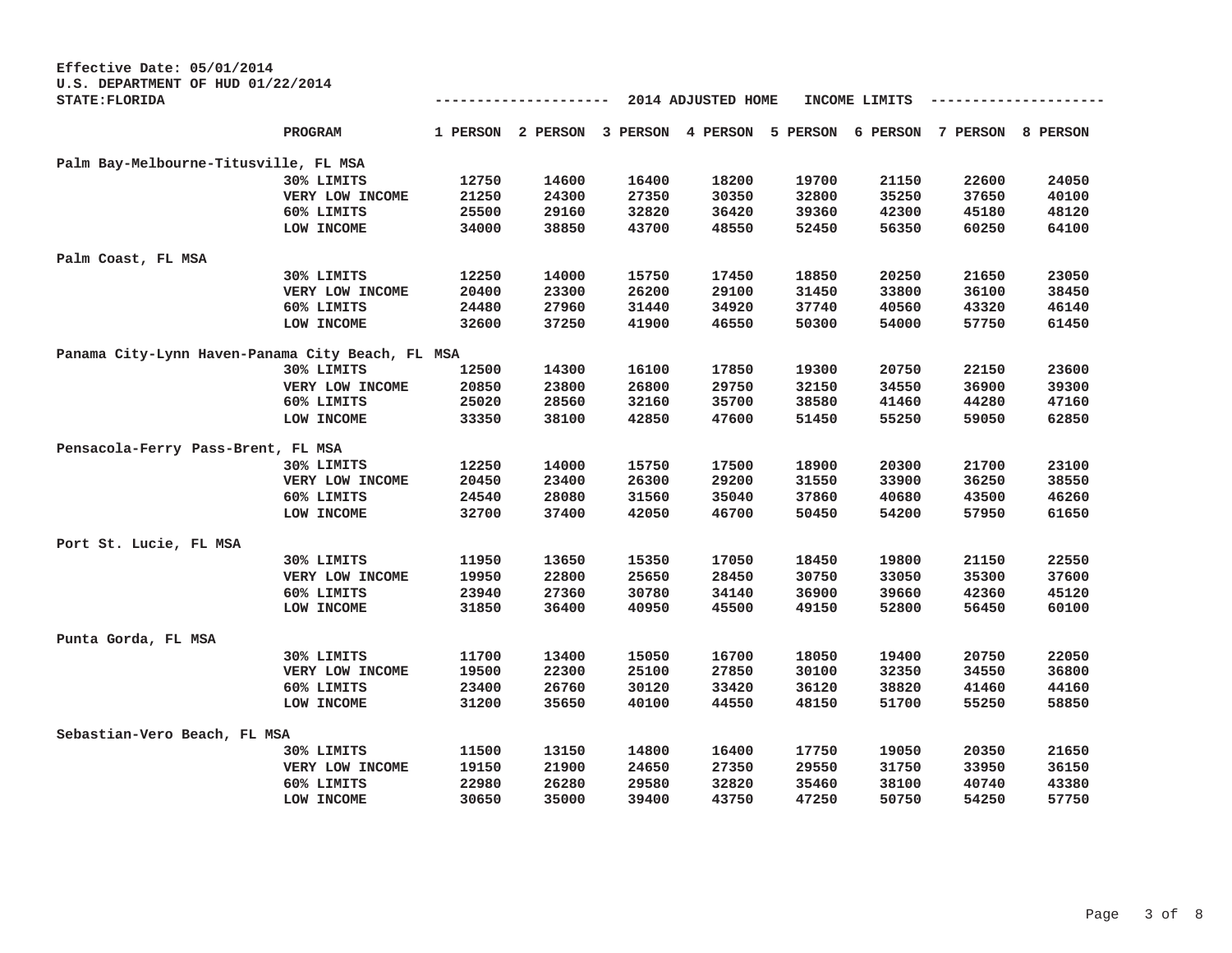Effective Date: 05/01/2014
U.S. DEPARTMENT OF HUD 01/22/2014
STATE:FLORIDA

## 2014 ADJUSTED HOME INCOME LIMITS

| | PROGRAM | 1 PERSON | 2 PERSON | 3 PERSON | 4 PERSON | 5 PERSON | 6 PERSON | 7 PERSON | 8 PERSON |
|---|---|---|---|---|---|---|---|---|---|
| **Palm Bay-Melbourne-Titusville, FL MSA** | | | | | | | | | |
| | 30% LIMITS | 12750 | 14600 | 16400 | 18200 | 19700 | 21150 | 22600 | 24050 |
| | VERY LOW INCOME | 21250 | 24300 | 27350 | 30350 | 32800 | 35250 | 37650 | 40100 |
| | 60% LIMITS | 25500 | 29160 | 32820 | 36420 | 39360 | 42300 | 45180 | 48120 |
| | LOW INCOME | 34000 | 38850 | 43700 | 48550 | 52450 | 56350 | 60250 | 64100 |
| **Palm Coast, FL MSA** | | | | | | | | | |
| | 30% LIMITS | 12250 | 14000 | 15750 | 17450 | 18850 | 20250 | 21650 | 23050 |
| | VERY LOW INCOME | 20400 | 23300 | 26200 | 29100 | 31450 | 33800 | 36100 | 38450 |
| | 60% LIMITS | 24480 | 27960 | 31440 | 34920 | 37740 | 40560 | 43320 | 46140 |
| | LOW INCOME | 32600 | 37250 | 41900 | 46550 | 50300 | 54000 | 57750 | 61450 |
| **Panama City-Lynn Haven-Panama City Beach, FL MSA** | | | | | | | | | |
| | 30% LIMITS | 12500 | 14300 | 16100 | 17850 | 19300 | 20750 | 22150 | 23600 |
| | VERY LOW INCOME | 20850 | 23800 | 26800 | 29750 | 32150 | 34550 | 36900 | 39300 |
| | 60% LIMITS | 25020 | 28560 | 32160 | 35700 | 38580 | 41460 | 44280 | 47160 |
| | LOW INCOME | 33350 | 38100 | 42850 | 47600 | 51450 | 55250 | 59050 | 62850 |
| **Pensacola-Ferry Pass-Brent, FL MSA** | | | | | | | | | |
| | 30% LIMITS | 12250 | 14000 | 15750 | 17500 | 18900 | 20300 | 21700 | 23100 |
| | VERY LOW INCOME | 20450 | 23400 | 26300 | 29200 | 31550 | 33900 | 36250 | 38550 |
| | 60% LIMITS | 24540 | 28080 | 31560 | 35040 | 37860 | 40680 | 43500 | 46260 |
| | LOW INCOME | 32700 | 37400 | 42050 | 46700 | 50450 | 54200 | 57950 | 61650 |
| **Port St. Lucie, FL MSA** | | | | | | | | | |
| | 30% LIMITS | 11950 | 13650 | 15350 | 17050 | 18450 | 19800 | 21150 | 22550 |
| | VERY LOW INCOME | 19950 | 22800 | 25650 | 28450 | 30750 | 33050 | 35300 | 37600 |
| | 60% LIMITS | 23940 | 27360 | 30780 | 34140 | 36900 | 39660 | 42360 | 45120 |
| | LOW INCOME | 31850 | 36400 | 40950 | 45500 | 49150 | 52800 | 56450 | 60100 |
| **Punta Gorda, FL MSA** | | | | | | | | | |
| | 30% LIMITS | 11700 | 13400 | 15050 | 16700 | 18050 | 19400 | 20750 | 22050 |
| | VERY LOW INCOME | 19500 | 22300 | 25100 | 27850 | 30100 | 32350 | 34550 | 36800 |
| | 60% LIMITS | 23400 | 26760 | 30120 | 33420 | 36120 | 38820 | 41460 | 44160 |
| | LOW INCOME | 31200 | 35650 | 40100 | 44550 | 48150 | 51700 | 55250 | 58850 |
| **Sebastian-Vero Beach, FL MSA** | | | | | | | | | |
| | 30% LIMITS | 11500 | 13150 | 14800 | 16400 | 17750 | 19050 | 20350 | 21650 |
| | VERY LOW INCOME | 19150 | 21900 | 24650 | 27350 | 29550 | 31750 | 33950 | 36150 |
| | 60% LIMITS | 22980 | 26280 | 29580 | 32820 | 35460 | 38100 | 40740 | 43380 |
| | LOW INCOME | 30650 | 35000 | 39400 | 43750 | 47250 | 50750 | 54250 | 57750 |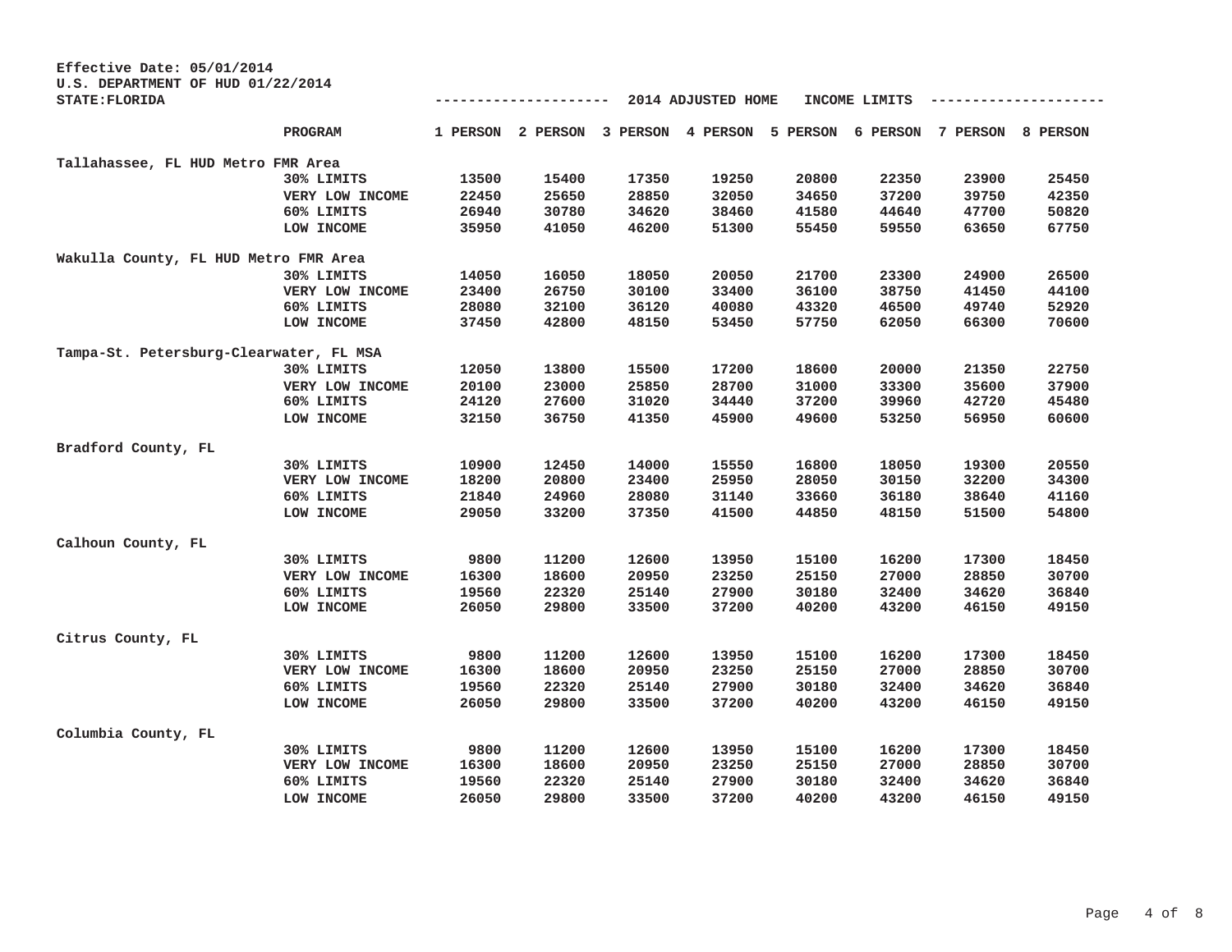Effective Date: 05/01/2014
U.S. DEPARTMENT OF HUD 01/22/2014
STATE:FLORIDA

| | PROGRAM | 1 PERSON | 2 PERSON | 3 PERSON | 4 PERSON | 5 PERSON | 6 PERSON | 7 PERSON | 8 PERSON |
|---|---|---|---|---|---|---|---|---|---|
| | | 2014 ADJUSTED HOME INCOME LIMITS | | | | | | | |
| Tallahassee, FL HUD Metro FMR Area | | | | | | | | | |
| | 30% LIMITS | 13500 | 15400 | 17350 | 19250 | 20800 | 22350 | 23900 | 25450 |
| | VERY LOW INCOME | 22450 | 25650 | 28850 | 32050 | 34650 | 37200 | 39750 | 42350 |
| | 60% LIMITS | 26940 | 30780 | 34620 | 38460 | 41580 | 44640 | 47700 | 50820 |
| | LOW INCOME | 35950 | 41050 | 46200 | 51300 | 55450 | 59550 | 63650 | 67750 |
| Wakulla County, FL HUD Metro FMR Area | | | | | | | | | |
| | 30% LIMITS | 14050 | 16050 | 18050 | 20050 | 21700 | 23300 | 24900 | 26500 |
| | VERY LOW INCOME | 23400 | 26750 | 30100 | 33400 | 36100 | 38750 | 41450 | 44100 |
| | 60% LIMITS | 28080 | 32100 | 36120 | 40080 | 43320 | 46500 | 49740 | 52920 |
| | LOW INCOME | 37450 | 42800 | 48150 | 53450 | 57750 | 62050 | 66300 | 70600 |
| Tampa-St. Petersburg-Clearwater, FL MSA | | | | | | | | | |
| | 30% LIMITS | 12050 | 13800 | 15500 | 17200 | 18600 | 20000 | 21350 | 22750 |
| | VERY LOW INCOME | 20100 | 23000 | 25850 | 28700 | 31000 | 33300 | 35600 | 37900 |
| | 60% LIMITS | 24120 | 27600 | 31020 | 34440 | 37200 | 39960 | 42720 | 45480 |
| | LOW INCOME | 32150 | 36750 | 41350 | 45900 | 49600 | 53250 | 56950 | 60600 |
| Bradford County, FL | | | | | | | | | |
| | 30% LIMITS | 10900 | 12450 | 14000 | 15550 | 16800 | 18050 | 19300 | 20550 |
| | VERY LOW INCOME | 18200 | 20800 | 23400 | 25950 | 28050 | 30150 | 32200 | 34300 |
| | 60% LIMITS | 21840 | 24960 | 28080 | 31140 | 33660 | 36180 | 38640 | 41160 |
| | LOW INCOME | 29050 | 33200 | 37350 | 41500 | 44850 | 48150 | 51500 | 54800 |
| Calhoun County, FL | | | | | | | | | |
| | 30% LIMITS | 9800 | 11200 | 12600 | 13950 | 15100 | 16200 | 17300 | 18450 |
| | VERY LOW INCOME | 16300 | 18600 | 20950 | 23250 | 25150 | 27000 | 28850 | 30700 |
| | 60% LIMITS | 19560 | 22320 | 25140 | 27900 | 30180 | 32400 | 34620 | 36840 |
| | LOW INCOME | 26050 | 29800 | 33500 | 37200 | 40200 | 43200 | 46150 | 49150 |
| Citrus County, FL | | | | | | | | | |
| | 30% LIMITS | 9800 | 11200 | 12600 | 13950 | 15100 | 16200 | 17300 | 18450 |
| | VERY LOW INCOME | 16300 | 18600 | 20950 | 23250 | 25150 | 27000 | 28850 | 30700 |
| | 60% LIMITS | 19560 | 22320 | 25140 | 27900 | 30180 | 32400 | 34620 | 36840 |
| | LOW INCOME | 26050 | 29800 | 33500 | 37200 | 40200 | 43200 | 46150 | 49150 |
| Columbia County, FL | | | | | | | | | |
| | 30% LIMITS | 9800 | 11200 | 12600 | 13950 | 15100 | 16200 | 17300 | 18450 |
| | VERY LOW INCOME | 16300 | 18600 | 20950 | 23250 | 25150 | 27000 | 28850 | 30700 |
| | 60% LIMITS | 19560 | 22320 | 25140 | 27900 | 30180 | 32400 | 34620 | 36840 |
| | LOW INCOME | 26050 | 29800 | 33500 | 37200 | 40200 | 43200 | 46150 | 49150 |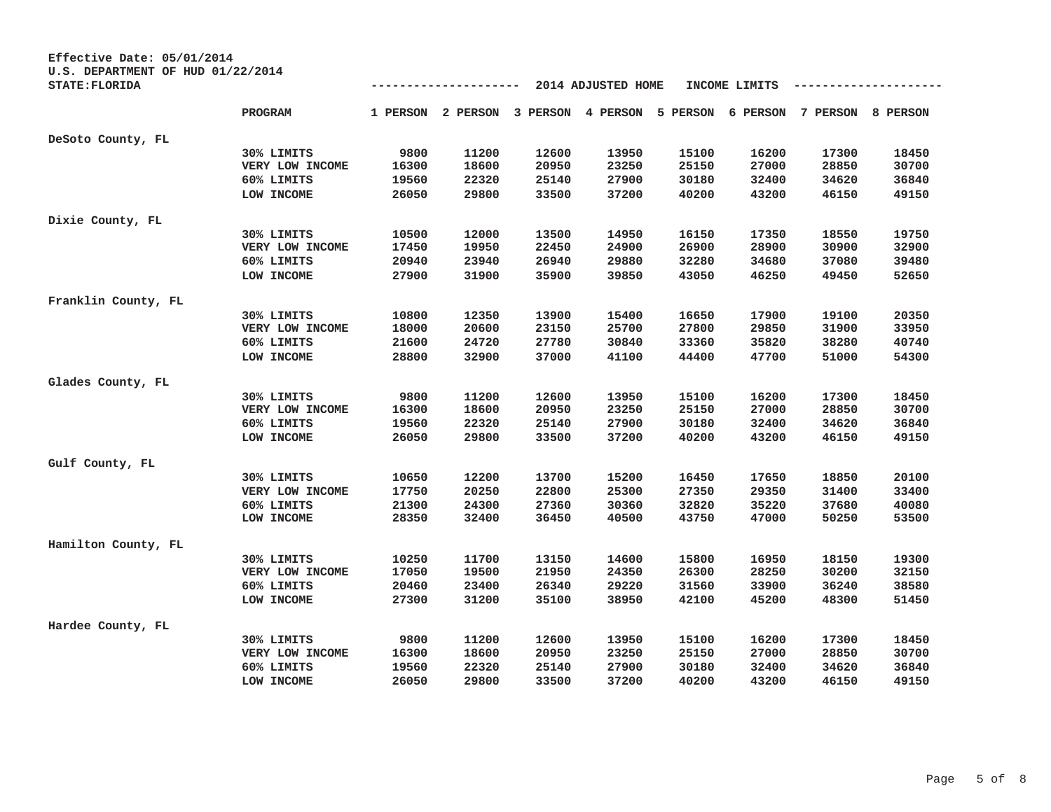Effective Date: 05/01/2014
U.S. DEPARTMENT OF HUD 01/22/2014
STATE:FLORIDA

-------------------- 2014 ADJUSTED HOME INCOME LIMITS --------------------

| | PROGRAM | 1 PERSON | 2 PERSON | 3 PERSON | 4 PERSON | 5 PERSON | 6 PERSON | 7 PERSON | 8 PERSON |
|---|---|---|---|---|---|---|---|---|---|
| DeSoto County, FL | | | | | | | | | |
| | 30% LIMITS | 9800 | 11200 | 12600 | 13950 | 15100 | 16200 | 17300 | 18450 |
| | VERY LOW INCOME | 16300 | 18600 | 20950 | 23250 | 25150 | 27000 | 28850 | 30700 |
| | 60% LIMITS | 19560 | 22320 | 25140 | 27900 | 30180 | 32400 | 34620 | 36840 |
| | LOW INCOME | 26050 | 29800 | 33500 | 37200 | 40200 | 43200 | 46150 | 49150 |
| Dixie County, FL | | | | | | | | | |
| | 30% LIMITS | 10500 | 12000 | 13500 | 14950 | 16150 | 17350 | 18550 | 19750 |
| | VERY LOW INCOME | 17450 | 19950 | 22450 | 24900 | 26900 | 28900 | 30900 | 32900 |
| | 60% LIMITS | 20940 | 23940 | 26940 | 29880 | 32280 | 34680 | 37080 | 39480 |
| | LOW INCOME | 27900 | 31900 | 35900 | 39850 | 43050 | 46250 | 49450 | 52650 |
| Franklin County, FL | | | | | | | | | |
| | 30% LIMITS | 10800 | 12350 | 13900 | 15400 | 16650 | 17900 | 19100 | 20350 |
| | VERY LOW INCOME | 18000 | 20600 | 23150 | 25700 | 27800 | 29850 | 31900 | 33950 |
| | 60% LIMITS | 21600 | 24720 | 27780 | 30840 | 33360 | 35820 | 38280 | 40740 |
| | LOW INCOME | 28800 | 32900 | 37000 | 41100 | 44400 | 47700 | 51000 | 54300 |
| Glades County, FL | | | | | | | | | |
| | 30% LIMITS | 9800 | 11200 | 12600 | 13950 | 15100 | 16200 | 17300 | 18450 |
| | VERY LOW INCOME | 16300 | 18600 | 20950 | 23250 | 25150 | 27000 | 28850 | 30700 |
| | 60% LIMITS | 19560 | 22320 | 25140 | 27900 | 30180 | 32400 | 34620 | 36840 |
| | LOW INCOME | 26050 | 29800 | 33500 | 37200 | 40200 | 43200 | 46150 | 49150 |
| Gulf County, FL | | | | | | | | | |
| | 30% LIMITS | 10650 | 12200 | 13700 | 15200 | 16450 | 17650 | 18850 | 20100 |
| | VERY LOW INCOME | 17750 | 20250 | 22800 | 25300 | 27350 | 29350 | 31400 | 33400 |
| | 60% LIMITS | 21300 | 24300 | 27360 | 30360 | 32820 | 35220 | 37680 | 40080 |
| | LOW INCOME | 28350 | 32400 | 36450 | 40500 | 43750 | 47000 | 50250 | 53500 |
| Hamilton County, FL | | | | | | | | | |
| | 30% LIMITS | 10250 | 11700 | 13150 | 14600 | 15800 | 16950 | 18150 | 19300 |
| | VERY LOW INCOME | 17050 | 19500 | 21950 | 24350 | 26300 | 28250 | 30200 | 32150 |
| | 60% LIMITS | 20460 | 23400 | 26340 | 29220 | 31560 | 33900 | 36240 | 38580 |
| | LOW INCOME | 27300 | 31200 | 35100 | 38950 | 42100 | 45200 | 48300 | 51450 |
| Hardee County, FL | | | | | | | | | |
| | 30% LIMITS | 9800 | 11200 | 12600 | 13950 | 15100 | 16200 | 17300 | 18450 |
| | VERY LOW INCOME | 16300 | 18600 | 20950 | 23250 | 25150 | 27000 | 28850 | 30700 |
| | 60% LIMITS | 19560 | 22320 | 25140 | 27900 | 30180 | 32400 | 34620 | 36840 |
| | LOW INCOME | 26050 | 29800 | 33500 | 37200 | 40200 | 43200 | 46150 | 49150 |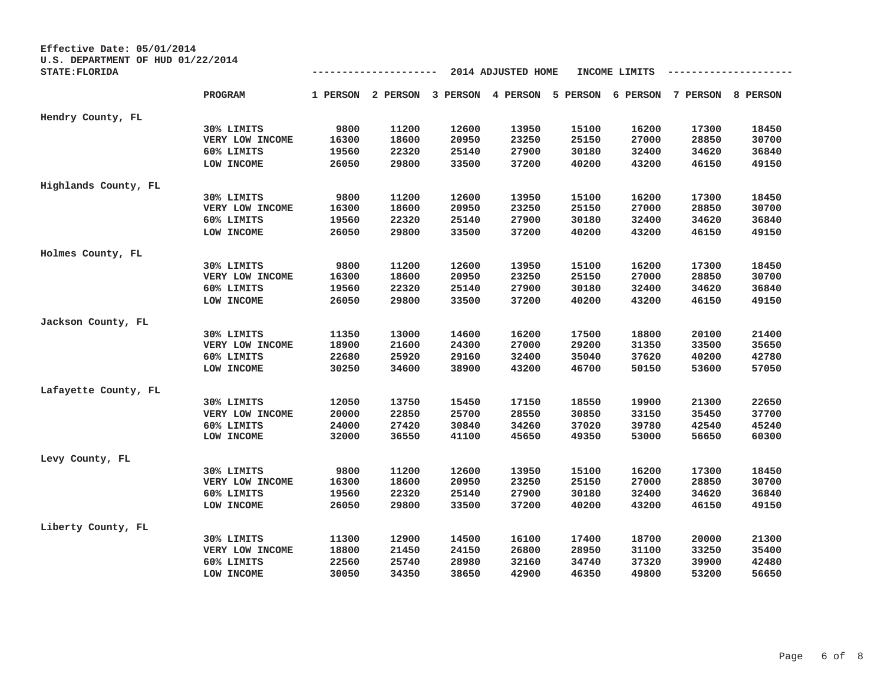Effective Date: 05/01/2014
U.S. DEPARTMENT OF HUD 01/22/2014
STATE:FLORIDA

--------------------- 2014 ADJUSTED HOME INCOME LIMITS ---------------------

| | PROGRAM | 1 PERSON | 2 PERSON | 3 PERSON | 4 PERSON | 5 PERSON | 6 PERSON | 7 PERSON | 8 PERSON |
|---|---|---|---|---|---|---|---|---|---|
| Hendry County, FL | | | | | | | | | |
| | 30% LIMITS | 9800 | 11200 | 12600 | 13950 | 15100 | 16200 | 17300 | 18450 |
| | VERY LOW INCOME | 16300 | 18600 | 20950 | 23250 | 25150 | 27000 | 28850 | 30700 |
| | 60% LIMITS | 19560 | 22320 | 25140 | 27900 | 30180 | 32400 | 34620 | 36840 |
| | LOW INCOME | 26050 | 29800 | 33500 | 37200 | 40200 | 43200 | 46150 | 49150 |
| Highlands County, FL | | | | | | | | | |
| | 30% LIMITS | 9800 | 11200 | 12600 | 13950 | 15100 | 16200 | 17300 | 18450 |
| | VERY LOW INCOME | 16300 | 18600 | 20950 | 23250 | 25150 | 27000 | 28850 | 30700 |
| | 60% LIMITS | 19560 | 22320 | 25140 | 27900 | 30180 | 32400 | 34620 | 36840 |
| | LOW INCOME | 26050 | 29800 | 33500 | 37200 | 40200 | 43200 | 46150 | 49150 |
| Holmes County, FL | | | | | | | | | |
| | 30% LIMITS | 9800 | 11200 | 12600 | 13950 | 15100 | 16200 | 17300 | 18450 |
| | VERY LOW INCOME | 16300 | 18600 | 20950 | 23250 | 25150 | 27000 | 28850 | 30700 |
| | 60% LIMITS | 19560 | 22320 | 25140 | 27900 | 30180 | 32400 | 34620 | 36840 |
| | LOW INCOME | 26050 | 29800 | 33500 | 37200 | 40200 | 43200 | 46150 | 49150 |
| Jackson County, FL | | | | | | | | | |
| | 30% LIMITS | 11350 | 13000 | 14600 | 16200 | 17500 | 18800 | 20100 | 21400 |
| | VERY LOW INCOME | 18900 | 21600 | 24300 | 27000 | 29200 | 31350 | 33500 | 35650 |
| | 60% LIMITS | 22680 | 25920 | 29160 | 32400 | 35040 | 37620 | 40200 | 42780 |
| | LOW INCOME | 30250 | 34600 | 38900 | 43200 | 46700 | 50150 | 53600 | 57050 |
| Lafayette County, FL | | | | | | | | | |
| | 30% LIMITS | 12050 | 13750 | 15450 | 17150 | 18550 | 19900 | 21300 | 22650 |
| | VERY LOW INCOME | 20000 | 22850 | 25700 | 28550 | 30850 | 33150 | 35450 | 37700 |
| | 60% LIMITS | 24000 | 27420 | 30840 | 34260 | 37020 | 39780 | 42540 | 45240 |
| | LOW INCOME | 32000 | 36550 | 41100 | 45650 | 49350 | 53000 | 56650 | 60300 |
| Levy County, FL | | | | | | | | | |
| | 30% LIMITS | 9800 | 11200 | 12600 | 13950 | 15100 | 16200 | 17300 | 18450 |
| | VERY LOW INCOME | 16300 | 18600 | 20950 | 23250 | 25150 | 27000 | 28850 | 30700 |
| | 60% LIMITS | 19560 | 22320 | 25140 | 27900 | 30180 | 32400 | 34620 | 36840 |
| | LOW INCOME | 26050 | 29800 | 33500 | 37200 | 40200 | 43200 | 46150 | 49150 |
| Liberty County, FL | | | | | | | | | |
| | 30% LIMITS | 11300 | 12900 | 14500 | 16100 | 17400 | 18700 | 20000 | 21300 |
| | VERY LOW INCOME | 18800 | 21450 | 24150 | 26800 | 28950 | 31100 | 33250 | 35400 |
| | 60% LIMITS | 22560 | 25740 | 28980 | 32160 | 34740 | 37320 | 39900 | 42480 |
| | LOW INCOME | 30050 | 34350 | 38650 | 42900 | 46350 | 49800 | 53200 | 56650 |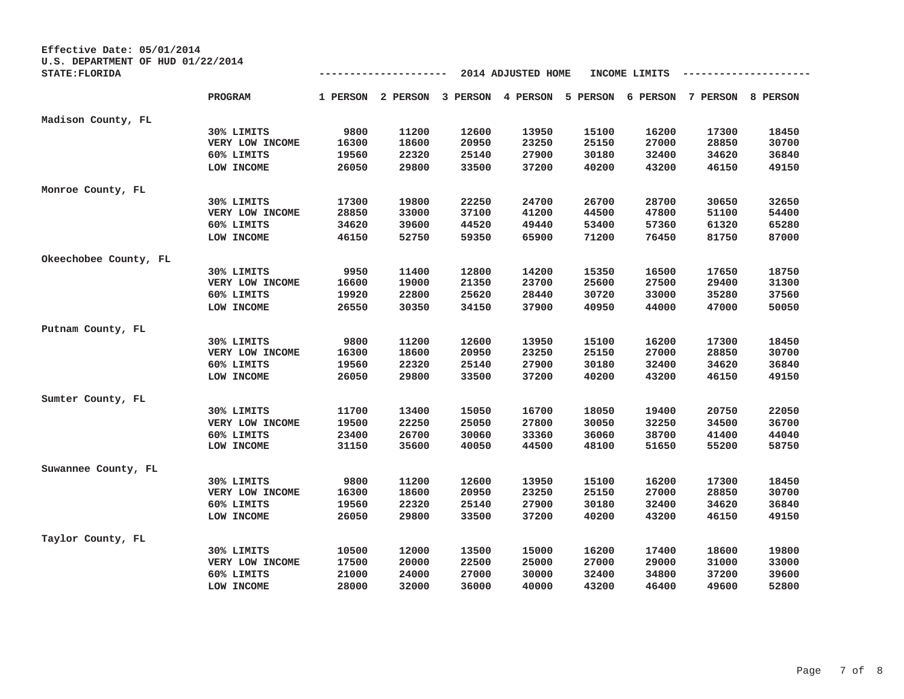Effective Date: 05/01/2014
U.S. DEPARTMENT OF HUD 01/22/2014
STATE:FLORIDA

-------------------- 2014 ADJUSTED HOME INCOME LIMITS --------------------

| | PROGRAM | 1 PERSON | 2 PERSON | 3 PERSON | 4 PERSON | 5 PERSON | 6 PERSON | 7 PERSON | 8 PERSON |
|---|---|---|---|---|---|---|---|---|---|
| Madison County, FL | | | | | | | | | |
| | 30% LIMITS | 9800 | 11200 | 12600 | 13950 | 15100 | 16200 | 17300 | 18450 |
| | VERY LOW INCOME | 16300 | 18600 | 20950 | 23250 | 25150 | 27000 | 28850 | 30700 |
| | 60% LIMITS | 19560 | 22320 | 25140 | 27900 | 30180 | 32400 | 34620 | 36840 |
| | LOW INCOME | 26050 | 29800 | 33500 | 37200 | 40200 | 43200 | 46150 | 49150 |
| Monroe County, FL | | | | | | | | | |
| | 30% LIMITS | 17300 | 19800 | 22250 | 24700 | 26700 | 28700 | 30650 | 32650 |
| | VERY LOW INCOME | 28850 | 33000 | 37100 | 41200 | 44500 | 47800 | 51100 | 54400 |
| | 60% LIMITS | 34620 | 39600 | 44520 | 49440 | 53400 | 57360 | 61320 | 65280 |
| | LOW INCOME | 46150 | 52750 | 59350 | 65900 | 71200 | 76450 | 81750 | 87000 |
| Okeechobee County, FL | | | | | | | | | |
| | 30% LIMITS | 9950 | 11400 | 12800 | 14200 | 15350 | 16500 | 17650 | 18750 |
| | VERY LOW INCOME | 16600 | 19000 | 21350 | 23700 | 25600 | 27500 | 29400 | 31300 |
| | 60% LIMITS | 19920 | 22800 | 25620 | 28440 | 30720 | 33000 | 35280 | 37560 |
| | LOW INCOME | 26550 | 30350 | 34150 | 37900 | 40950 | 44000 | 47000 | 50050 |
| Putnam County, FL | | | | | | | | | |
| | 30% LIMITS | 9800 | 11200 | 12600 | 13950 | 15100 | 16200 | 17300 | 18450 |
| | VERY LOW INCOME | 16300 | 18600 | 20950 | 23250 | 25150 | 27000 | 28850 | 30700 |
| | 60% LIMITS | 19560 | 22320 | 25140 | 27900 | 30180 | 32400 | 34620 | 36840 |
| | LOW INCOME | 26050 | 29800 | 33500 | 37200 | 40200 | 43200 | 46150 | 49150 |
| Sumter County, FL | | | | | | | | | |
| | 30% LIMITS | 11700 | 13400 | 15050 | 16700 | 18050 | 19400 | 20750 | 22050 |
| | VERY LOW INCOME | 19500 | 22250 | 25050 | 27800 | 30050 | 32250 | 34500 | 36700 |
| | 60% LIMITS | 23400 | 26700 | 30060 | 33360 | 36060 | 38700 | 41400 | 44040 |
| | LOW INCOME | 31150 | 35600 | 40050 | 44500 | 48100 | 51650 | 55200 | 58750 |
| Suwannee County, FL | | | | | | | | | |
| | 30% LIMITS | 9800 | 11200 | 12600 | 13950 | 15100 | 16200 | 17300 | 18450 |
| | VERY LOW INCOME | 16300 | 18600 | 20950 | 23250 | 25150 | 27000 | 28850 | 30700 |
| | 60% LIMITS | 19560 | 22320 | 25140 | 27900 | 30180 | 32400 | 34620 | 36840 |
| | LOW INCOME | 26050 | 29800 | 33500 | 37200 | 40200 | 43200 | 46150 | 49150 |
| Taylor County, FL | | | | | | | | | |
| | 30% LIMITS | 10500 | 12000 | 13500 | 15000 | 16200 | 17400 | 18600 | 19800 |
| | VERY LOW INCOME | 17500 | 20000 | 22500 | 25000 | 27000 | 29000 | 31000 | 33000 |
| | 60% LIMITS | 21000 | 24000 | 27000 | 30000 | 32400 | 34800 | 37200 | 39600 |
| | LOW INCOME | 28000 | 32000 | 36000 | 40000 | 43200 | 46400 | 49600 | 52800 |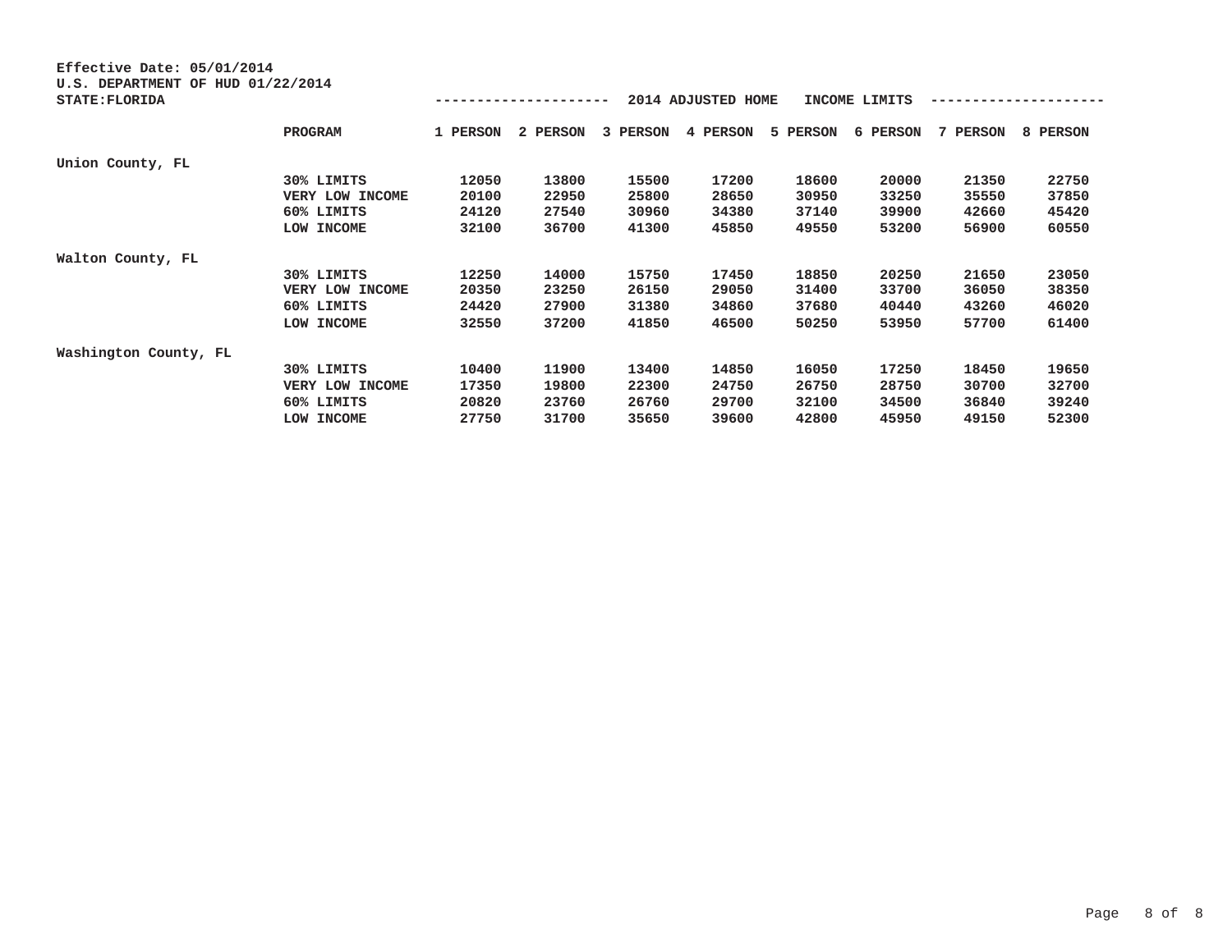Effective Date: 05/01/2014
U.S. DEPARTMENT OF HUD 01/22/2014
STATE:FLORIDA

--------------------- 2014 ADJUSTED HOME INCOME LIMITS ---------------------

| | PROGRAM | 1 PERSON | 2 PERSON | 3 PERSON | 4 PERSON | 5 PERSON | 6 PERSON | 7 PERSON | 8 PERSON |
|---|---|---|---|---|---|---|---|---|---|
| Union County, FL | | | | | | | | | |
| | 30% LIMITS | 12050 | 13800 | 15500 | 17200 | 18600 | 20000 | 21350 | 22750 |
| | VERY LOW INCOME | 20100 | 22950 | 25800 | 28650 | 30950 | 33250 | 35550 | 37850 |
| | 60% LIMITS | 24120 | 27540 | 30960 | 34380 | 37140 | 39900 | 42660 | 45420 |
| | LOW INCOME | 32100 | 36700 | 41300 | 45850 | 49550 | 53200 | 56900 | 60550 |
| Walton County, FL | | | | | | | | | |
| | 30% LIMITS | 12250 | 14000 | 15750 | 17450 | 18850 | 20250 | 21650 | 23050 |
| | VERY LOW INCOME | 20350 | 23250 | 26150 | 29050 | 31400 | 33700 | 36050 | 38350 |
| | 60% LIMITS | 24420 | 27900 | 31380 | 34860 | 37680 | 40440 | 43260 | 46020 |
| | LOW INCOME | 32550 | 37200 | 41850 | 46500 | 50250 | 53950 | 57700 | 61400 |
| Washington County, FL | | | | | | | | | |
| | 30% LIMITS | 10400 | 11900 | 13400 | 14850 | 16050 | 17250 | 18450 | 19650 |
| | VERY LOW INCOME | 17350 | 19800 | 22300 | 24750 | 26750 | 28750 | 30700 | 32700 |
| | 60% LIMITS | 20820 | 23760 | 26760 | 29700 | 32100 | 34500 | 36840 | 39240 |
| | LOW INCOME | 27750 | 31700 | 35650 | 39600 | 42800 | 45950 | 49150 | 52300 |